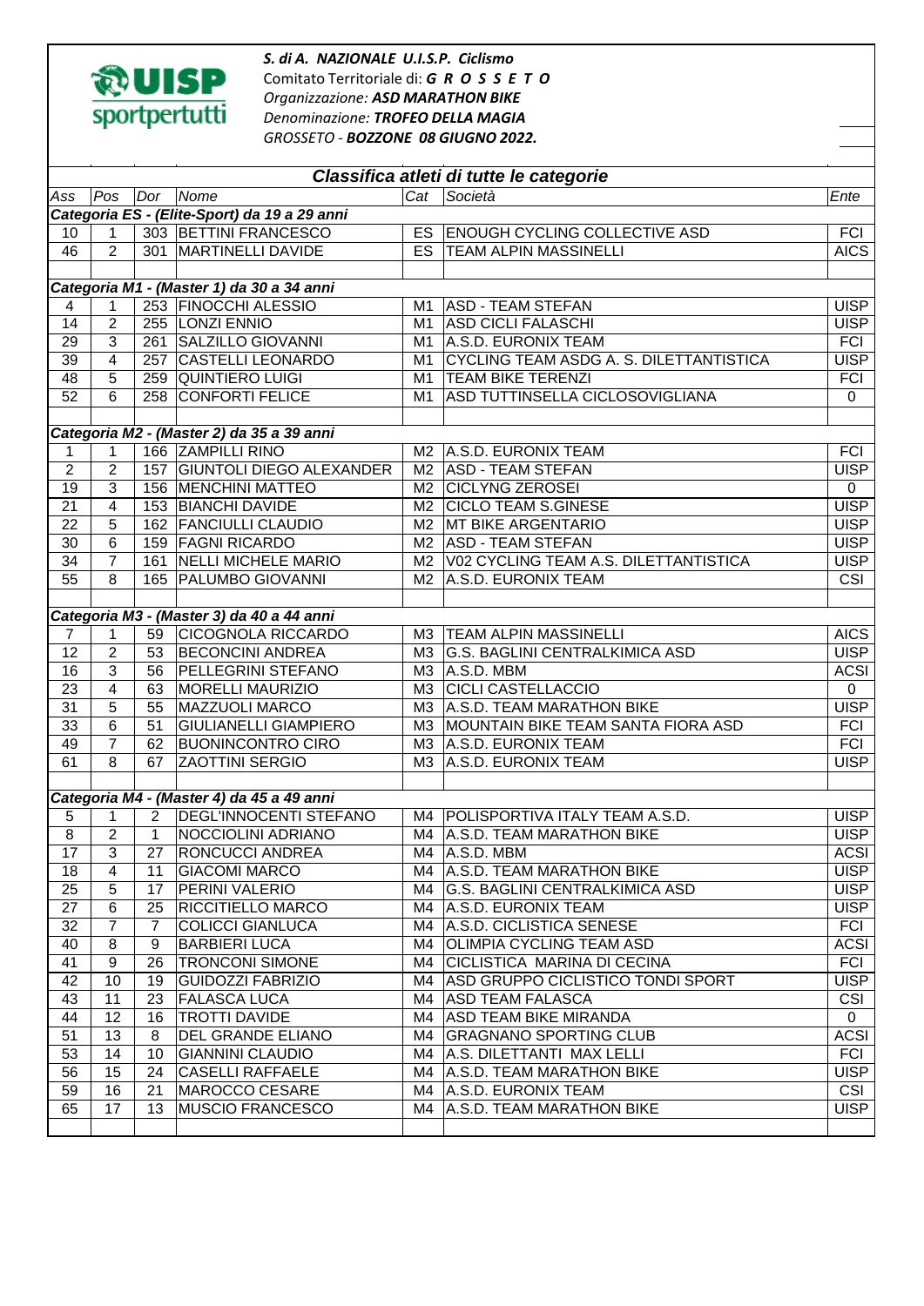UISP sportpertutti

***S. di A. NAZIONALE U.I.S.P. Ciclismo***
Comitato Territoriale di: ***G R O S S E T O***
*Organizzazione:* ***ASD MARATHON BIKE***
*Denominazione:* ***TROFEO DELLA MAGIA***
*GROSSETO -* ***BOZZONE 08 GIUGNO 2022.***

## Classifica atleti di tutte le categorie

| Ass | Pos | Dor | Nome | Cat | Società | Ente |
|---|---|---|---|---|---|---|
| **Categoria ES - (Elite-Sport) da 19 a 29 anni** | | | | | | |
| 10 | 1 | 303 | BETTINI FRANCESCO | ES | ENOUGH CYCLING COLLECTIVE ASD | FCI |
| 46 | 2 | 301 | MARTINELLI DAVIDE | ES | TEAM ALPIN MASSINELLI | AICS |
| | | | | | | |
| **Categoria M1 - (Master 1) da 30 a 34 anni** | | | | | | |
| 4 | 1 | 253 | FINOCCHI ALESSIO | M1 | ASD - TEAM STEFAN | UISP |
| 14 | 2 | 255 | LONZI ENNIO | M1 | ASD CICLI FALASCHI | UISP |
| 29 | 3 | 261 | SALZILLO GIOVANNI | M1 | A.S.D. EURONIX TEAM | FCI |
| 39 | 4 | 257 | CASTELLI LEONARDO | M1 | CYCLING TEAM ASDG A. S. DILETTANTISTICA | UISP |
| 48 | 5 | 259 | QUINTIERO LUIGI | M1 | TEAM BIKE TERENZI | FCI |
| 52 | 6 | 258 | CONFORTI FELICE | M1 | ASD TUTTINSELLA CICLOSOVIGLIANA | 0 |
| | | | | | | |
| **Categoria M2 - (Master 2) da 35 a 39 anni** | | | | | | |
| 1 | 1 | 166 | ZAMPILLI RINO | M2 | A.S.D. EURONIX TEAM | FCI |
| 2 | 2 | 157 | GIUNTOLI DIEGO ALEXANDER | M2 | ASD - TEAM STEFAN | UISP |
| 19 | 3 | 156 | MENCHINI MATTEO | M2 | CICLYNG ZEROSEI | 0 |
| 21 | 4 | 153 | BIANCHI DAVIDE | M2 | CICLO TEAM S.GINESE | UISP |
| 22 | 5 | 162 | FANCIULLI CLAUDIO | M2 | MT BIKE ARGENTARIO | UISP |
| 30 | 6 | 159 | FAGNI RICARDO | M2 | ASD - TEAM STEFAN | UISP |
| 34 | 7 | 161 | NELLI MICHELE MARIO | M2 | V02 CYCLING TEAM A.S. DILETTANTISTICA | UISP |
| 55 | 8 | 165 | PALUMBO GIOVANNI | M2 | A.S.D. EURONIX TEAM | CSI |
| | | | | | | |
| **Categoria M3 - (Master 3) da 40 a 44 anni** | | | | | | |
| 7 | 1 | 59 | CICOGNOLA RICCARDO | M3 | TEAM ALPIN MASSINELLI | AICS |
| 12 | 2 | 53 | BECONCINI ANDREA | M3 | G.S. BAGLINI CENTRALKIMICA ASD | UISP |
| 16 | 3 | 56 | PELLEGRINI STEFANO | M3 | A.S.D. MBM | ACSI |
| 23 | 4 | 63 | MORELLI MAURIZIO | M3 | CICLI CASTELLACCIO | 0 |
| 31 | 5 | 55 | MAZZUOLI MARCO | M3 | A.S.D. TEAM MARATHON BIKE | UISP |
| 33 | 6 | 51 | GIULIANELLI GIAMPIERO | M3 | MOUNTAIN BIKE TEAM SANTA FIORA ASD | FCI |
| 49 | 7 | 62 | BUONINCONTRO CIRO | M3 | A.S.D. EURONIX TEAM | FCI |
| 61 | 8 | 67 | ZAOTTINI SERGIO | M3 | A.S.D. EURONIX TEAM | UISP |
| | | | | | | |
| **Categoria M4 - (Master 4) da 45 a 49 anni** | | | | | | |
| 5 | 1 | 2 | DEGL'INNOCENTI STEFANO | M4 | POLISPORTIVA ITALY TEAM A.S.D. | UISP |
| 8 | 2 | 1 | NOCCIOLINI ADRIANO | M4 | A.S.D. TEAM MARATHON BIKE | UISP |
| 17 | 3 | 27 | RONCUCCI ANDREA | M4 | A.S.D. MBM | ACSI |
| 18 | 4 | 11 | GIACOMI MARCO | M4 | A.S.D. TEAM MARATHON BIKE | UISP |
| 25 | 5 | 17 | PERINI VALERIO | M4 | G.S. BAGLINI CENTRALKIMICA ASD | UISP |
| 27 | 6 | 25 | RICCITIELLO MARCO | M4 | A.S.D. EURONIX TEAM | UISP |
| 32 | 7 | 7 | COLICCI GIANLUCA | M4 | A.S.D. CICLISTICA SENESE | FCI |
| 40 | 8 | 9 | BARBIERI LUCA | M4 | OLIMPIA CYCLING TEAM ASD | ACSI |
| 41 | 9 | 26 | TRONCONI SIMONE | M4 | CICLISTICA MARINA DI CECINA | FCI |
| 42 | 10 | 19 | GUIDOZZI FABRIZIO | M4 | ASD GRUPPO CICLISTICO TONDI SPORT | UISP |
| 43 | 11 | 23 | FALASCA LUCA | M4 | ASD TEAM FALASCA | CSI |
| 44 | 12 | 16 | TROTTI DAVIDE | M4 | ASD TEAM BIKE MIRANDA | 0 |
| 51 | 13 | 8 | DEL GRANDE ELIANO | M4 | GRAGNANO SPORTING CLUB | ACSI |
| 53 | 14 | 10 | GIANNINI CLAUDIO | M4 | A.S. DILETTANTI MAX LELLI | FCI |
| 56 | 15 | 24 | CASELLI RAFFAELE | M4 | A.S.D. TEAM MARATHON BIKE | UISP |
| 59 | 16 | 21 | MAROCCO CESARE | M4 | A.S.D. EURONIX TEAM | CSI |
| 65 | 17 | 13 | MUSCIO FRANCESCO | M4 | A.S.D. TEAM MARATHON BIKE | UISP |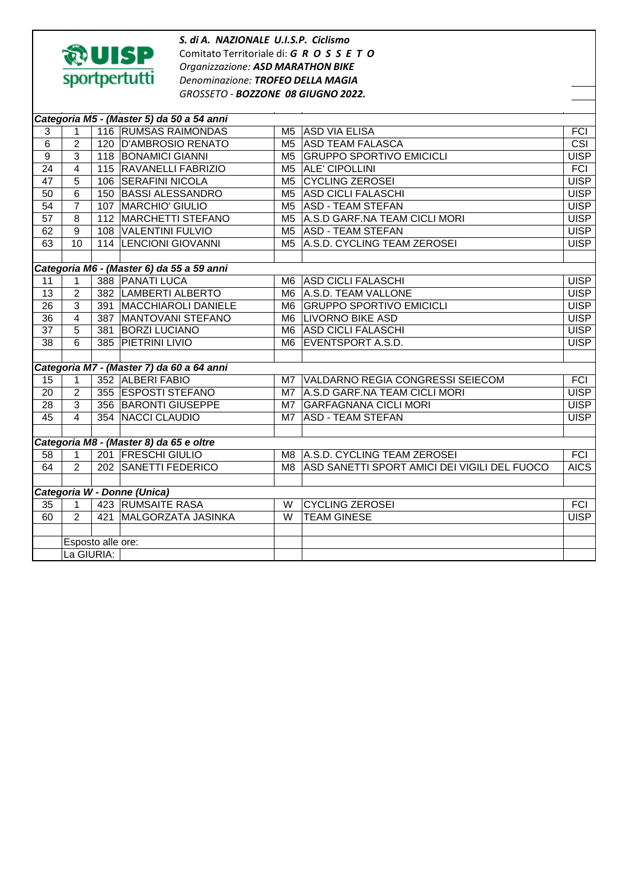*S. di A. NAZIONALE U.I.S.P. Ciclismo*
Comitato Territoriale di: ***G R O S S E T O***
*Organizzazione:* ***ASD MARATHON BIKE***
*Denominazione:* ***TROFEO DELLA MAGIA***
*GROSSETO -* ***BOZZONE 08 GIUGNO 2022.***

| | | | | | | |
|---|---|---|---|---|---|---|
| ***Categoria M5 - (Master 5) da 50 a 54 anni*** | | | | | | |
| 3 | 1 | 116 | RUMSAS RAIMONDAS | M5 | ASD VIA ELISA | FCI |
| 6 | 2 | 120 | D'AMBROSIO RENATO | M5 | ASD TEAM FALASCA | CSI |
| 9 | 3 | 118 | BONAMICI GIANNI | M5 | GRUPPO SPORTIVO EMICICLI | UISP |
| 24 | 4 | 115 | RAVANELLI FABRIZIO | M5 | ALE' CIPOLLINI | FCI |
| 47 | 5 | 106 | SERAFINI NICOLA | M5 | CYCLING ZEROSEI | UISP |
| 50 | 6 | 150 | BASSI ALESSANDRO | M5 | ASD CICLI FALASCHI | UISP |
| 54 | 7 | 107 | MARCHIO' GIULIO | M5 | ASD - TEAM STEFAN | UISP |
| 57 | 8 | 112 | MARCHETTI STEFANO | M5 | A.S.D GARF.NA TEAM CICLI MORI | UISP |
| 62 | 9 | 108 | VALENTINI FULVIO | M5 | ASD - TEAM STEFAN | UISP |
| 63 | 10 | 114 | LENCIONI GIOVANNI | M5 | A.S.D. CYCLING TEAM ZEROSEI | UISP |
| | | | | | | |
| ***Categoria M6 - (Master 6) da 55 a 59 anni*** | | | | | | |
| 11 | 1 | 388 | PANATI LUCA | M6 | ASD CICLI FALASCHI | UISP |
| 13 | 2 | 382 | LAMBERTI ALBERTO | M6 | A.S.D. TEAM VALLONE | UISP |
| 26 | 3 | 391 | MACCHIAROLI DANIELE | M6 | GRUPPO SPORTIVO EMICICLI | UISP |
| 36 | 4 | 387 | MANTOVANI STEFANO | M6 | LIVORNO BIKE ASD | UISP |
| 37 | 5 | 381 | BORZI LUCIANO | M6 | ASD CICLI FALASCHI | UISP |
| 38 | 6 | 385 | PIETRINI LIVIO | M6 | EVENTSPORT A.S.D. | UISP |
| | | | | | | |
| ***Categoria M7 - (Master 7) da 60 a 64 anni*** | | | | | | |
| 15 | 1 | 352 | ALBERI FABIO | M7 | VALDARNO REGIA CONGRESSI SEIECOM | FCI |
| 20 | 2 | 355 | ESPOSTI STEFANO | M7 | A.S.D GARF.NA TEAM CICLI MORI | UISP |
| 28 | 3 | 356 | BARONTI GIUSEPPE | M7 | GARFAGNANA CICLI MORI | UISP |
| 45 | 4 | 354 | NACCI CLAUDIO | M7 | ASD - TEAM STEFAN | UISP |
| | | | | | | |
| ***Categoria M8 - (Master 8) da 65 e oltre*** | | | | | | |
| 58 | 1 | 201 | FRESCHI GIULIO | M8 | A.S.D. CYCLING TEAM ZEROSEI | FCI |
| 64 | 2 | 202 | SANETTI FEDERICO | M8 | ASD SANETTI SPORT AMICI DEI VIGILI DEL FUOCO | AICS |
| | | | | | | |
| ***Categoria W - Donne (Unica)*** | | | | | | |
| 35 | 1 | 423 | RUMSAITE RASA | W | CYCLING ZEROSEI | FCI |
| 60 | 2 | 421 | MALGORZATA JASINKA | W | TEAM GINESE | UISP |
| | | | | | | |
| | Esposto alle ore: | | | | | |
| | La GIURIA: | | | | | |